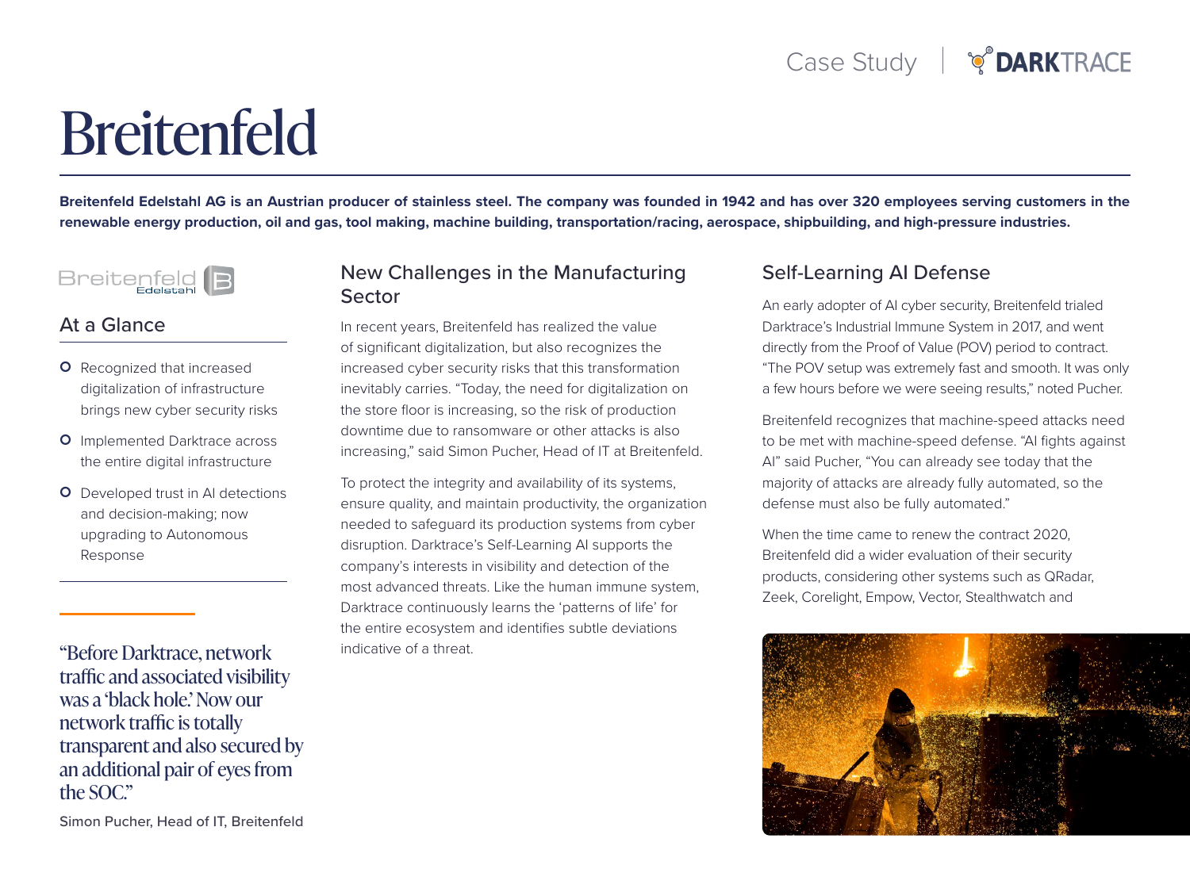Case Study | DARKTRACE

# Breitenfeld

**Breitenfeld Edelstahl AG is an Austrian producer of stainless steel. The company was founded in 1942 and has over 320 employees serving customers in the renewable energy production, oil and gas, tool making, machine building, transportation/racing, aerospace, shipbuilding, and high-pressure industries.**

## At a Glance

- Recognized that increased digitalization of infrastructure brings new cyber security risks
- Implemented Darktrace across the entire digital infrastructure
- Developed trust in AI detections and decision-making; now upgrading to Autonomous Response

"Before Darktrace, network traffic and associated visibility was a 'black hole.' Now our network traffic is totally transparent and also secured by an additional pair of eyes from the SOC."

Simon Pucher, Head of IT, Breitenfeld

## New Challenges in the Manufacturing Sector

In recent years, Breitenfeld has realized the value of significant digitalization, but also recognizes the increased cyber security risks that this transformation inevitably carries. "Today, the need for digitalization on the store floor is increasing, so the risk of production downtime due to ransomware or other attacks is also increasing," said Simon Pucher, Head of IT at Breitenfeld.

To protect the integrity and availability of its systems, ensure quality, and maintain productivity, the organization needed to safeguard its production systems from cyber disruption. Darktrace's Self-Learning AI supports the company's interests in visibility and detection of the most advanced threats. Like the human immune system, Darktrace continuously learns the 'patterns of life' for the entire ecosystem and identifies subtle deviations indicative of a threat.

## Self-Learning AI Defense

An early adopter of AI cyber security, Breitenfeld trialed Darktrace's Industrial Immune System in 2017, and went directly from the Proof of Value (POV) period to contract. "The POV setup was extremely fast and smooth. It was only a few hours before we were seeing results," noted Pucher.

Breitenfeld recognizes that machine-speed attacks need to be met with machine-speed defense. "AI fights against AI" said Pucher, "You can already see today that the majority of attacks are already fully automated, so the defense must also be fully automated."

When the time came to renew the contract 2020, Breitenfeld did a wider evaluation of their security products, considering other systems such as QRadar, Zeek, Corelight, Empow, Vector, Stealthwatch and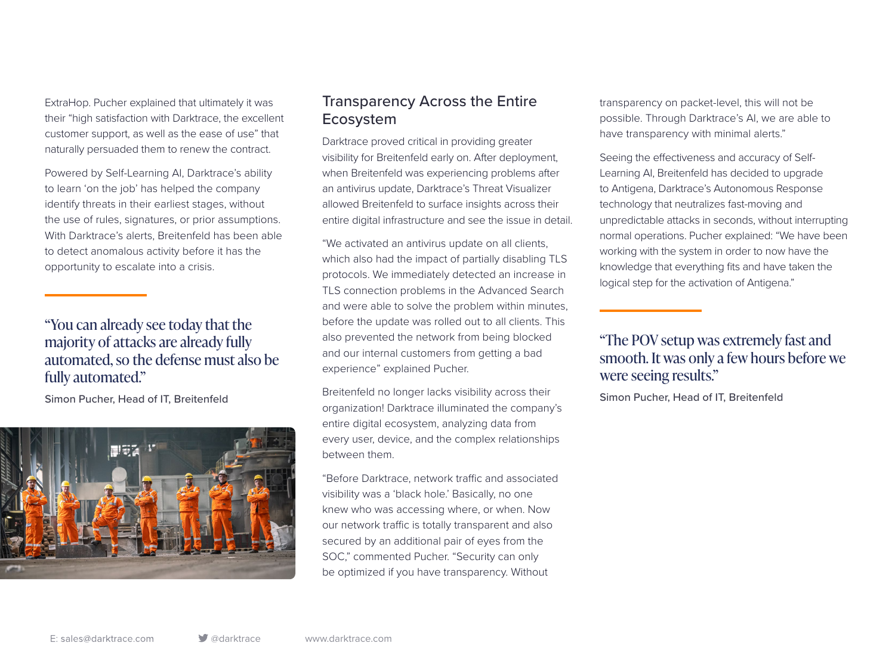ExtraHop. Pucher explained that ultimately it was their "high satisfaction with Darktrace, the excellent customer support, as well as the ease of use" that naturally persuaded them to renew the contract.

Powered by Self-Learning AI, Darktrace's ability to learn 'on the job' has helped the company identify threats in their earliest stages, without the use of rules, signatures, or prior assumptions. With Darktrace's alerts, Breitenfeld has been able to detect anomalous activity before it has the opportunity to escalate into a crisis.

> "You can already see today that the majority of attacks are already fully automated, so the defense must also be fully automated."
>
> Simon Pucher, Head of IT, Breitenfeld

## Transparency Across the Entire Ecosystem

Darktrace proved critical in providing greater visibility for Breitenfeld early on. After deployment, when Breitenfeld was experiencing problems after an antivirus update, Darktrace's Threat Visualizer allowed Breitenfeld to surface insights across their entire digital infrastructure and see the issue in detail.

"We activated an antivirus update on all clients, which also had the impact of partially disabling TLS protocols. We immediately detected an increase in TLS connection problems in the Advanced Search and were able to solve the problem within minutes, before the update was rolled out to all clients. This also prevented the network from being blocked and our internal customers from getting a bad experience" explained Pucher.

Breitenfeld no longer lacks visibility across their organization! Darktrace illuminated the company's entire digital ecosystem, analyzing data from every user, device, and the complex relationships between them.

"Before Darktrace, network traffic and associated visibility was a 'black hole.' Basically, no one knew who was accessing where, or when. Now our network traffic is totally transparent and also secured by an additional pair of eyes from the SOC," commented Pucher. "Security can only be optimized if you have transparency. Without transparency on packet-level, this will not be possible. Through Darktrace's AI, we are able to have transparency with minimal alerts."

Seeing the effectiveness and accuracy of Self-Learning AI, Breitenfeld has decided to upgrade to Antigena, Darktrace's Autonomous Response technology that neutralizes fast-moving and unpredictable attacks in seconds, without interrupting normal operations. Pucher explained: "We have been working with the system in order to now have the knowledge that everything fits and have taken the logical step for the activation of Antigena."

> "The POV setup was extremely fast and smooth. It was only a few hours before we were seeing results."
>
> Simon Pucher, Head of IT, Breitenfeld

E: sales@darktrace.com @darktrace www.darktrace.com